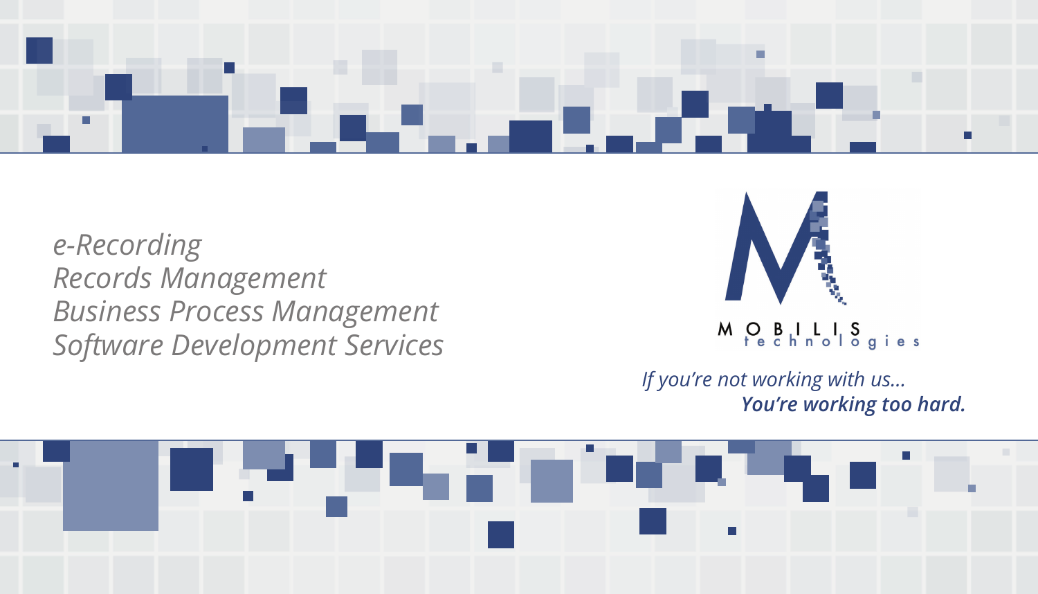*e-Recording*
*Records Management*
*Business Process Management*
*Software Development Services*

MOBILIS technologies

*If you're not working with us...*
***You're working too hard.***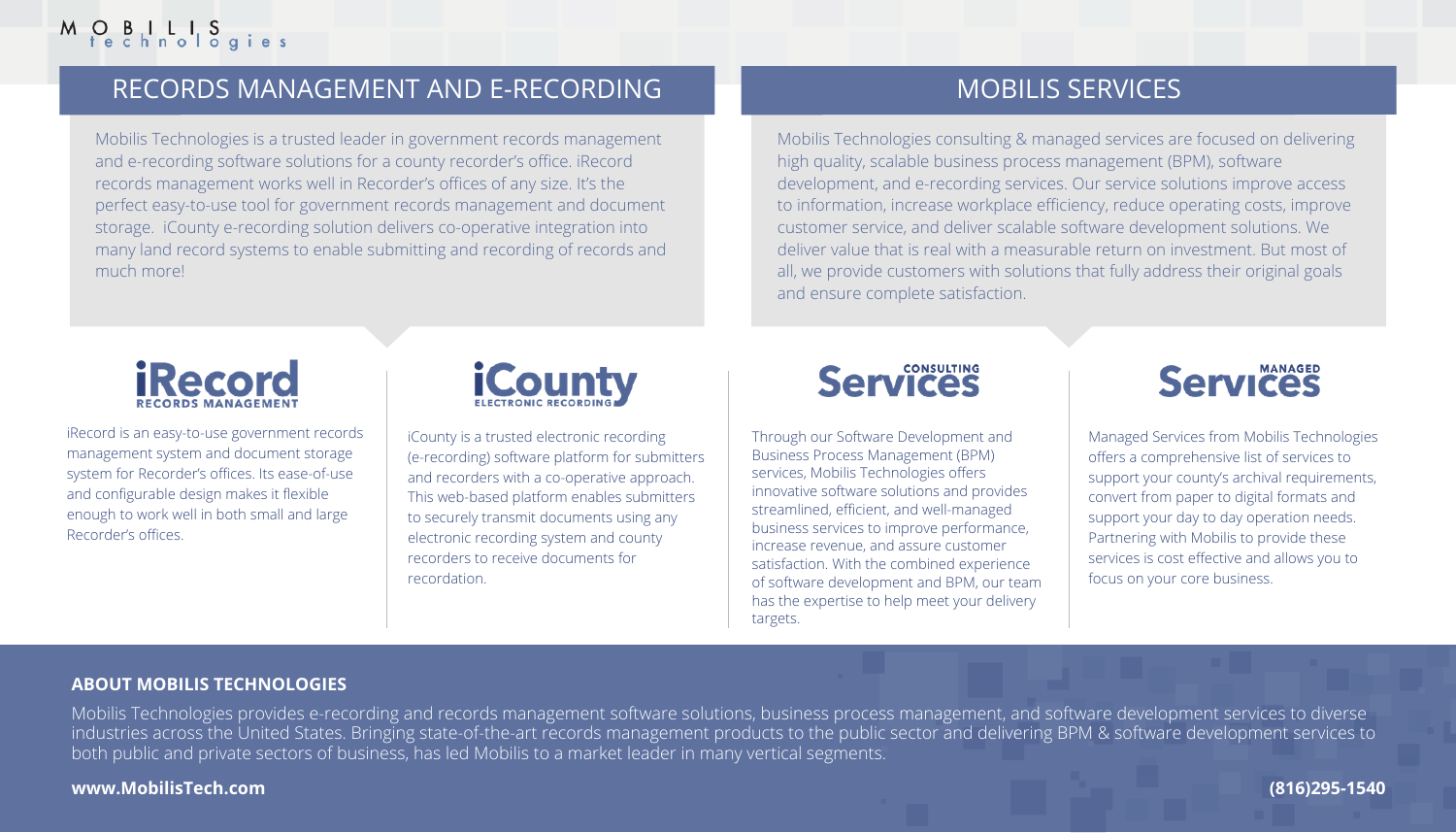## RECORDS MANAGEMENT AND E-RECORDING

Mobilis Technologies is a trusted leader in government records management and e-recording software solutions for a county recorder's office. iRecord records management works well in Recorder's offices of any size. It's the perfect easy-to-use tool for government records management and document storage. iCounty e-recording solution delivers co-operative integration into many land record systems to enable submitting and recording of records and much more!

### iRecord RECORDS MANAGEMENT

iRecord is an easy-to-use government records management system and document storage system for Recorder's offices. Its ease-of-use and configurable design makes it flexible enough to work well in both small and large Recorder's offices.

### iCounty ELECTRONIC RECORDING

iCounty is a trusted electronic recording (e-recording) software platform for submitters and recorders with a co-operative approach. This web-based platform enables submitters to securely transmit documents using any electronic recording system and county recorders to receive documents for recordation.

## MOBILIS SERVICES

Mobilis Technologies consulting & managed services are focused on delivering high quality, scalable business process management (BPM), software development, and e-recording services. Our service solutions improve access to information, increase workplace efficiency, reduce operating costs, improve customer service, and deliver scalable software development solutions. We deliver value that is real with a measurable return on investment. But most of all, we provide customers with solutions that fully address their original goals and ensure complete satisfaction.

### CONSULTING Services

Through our Software Development and Business Process Management (BPM) services, Mobilis Technologies offers innovative software solutions and provides streamlined, efficient, and well-managed business services to improve performance, increase revenue, and assure customer satisfaction. With the combined experience of software development and BPM, our team has the expertise to help meet your delivery targets.

### MANAGED Services

Managed Services from Mobilis Technologies offers a comprehensive list of services to support your county's archival requirements, convert from paper to digital formats and support your day to day operation needs. Partnering with Mobilis to provide these services is cost effective and allows you to focus on your core business.

**ABOUT MOBILIS TECHNOLOGIES**

Mobilis Technologies provides e-recording and records management software solutions, business process management, and software development services to diverse industries across the United States. Bringing state-of-the-art records management products to the public sector and delivering BPM & software development services to both public and private sectors of business, has led Mobilis to a market leader in many vertical segments.

**www.MobilisTech.com**

**(816)295-1540**